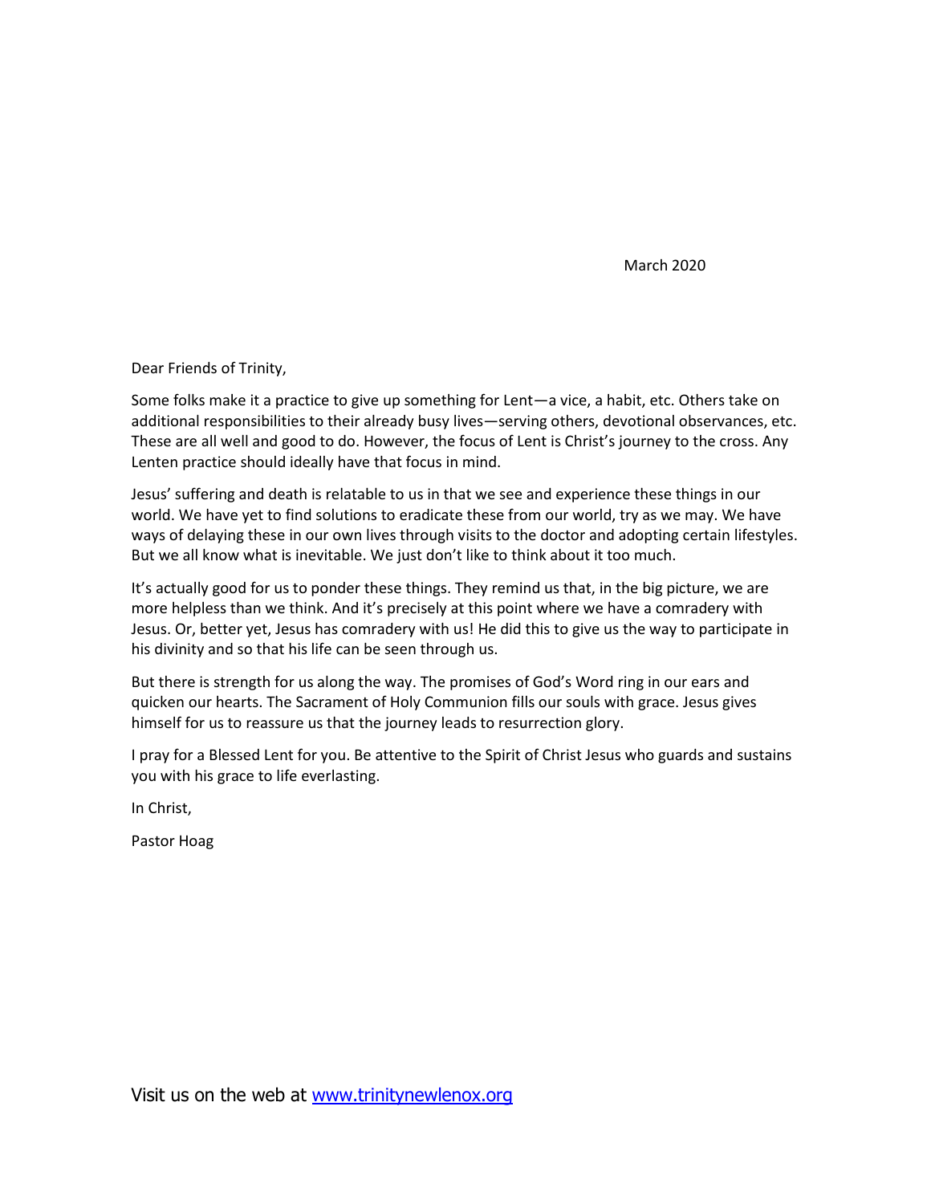March 2020

Dear Friends of Trinity,

Some folks make it a practice to give up something for Lent—a vice, a habit, etc. Others take on additional responsibilities to their already busy lives—serving others, devotional observances, etc. These are all well and good to do. However, the focus of Lent is Christ's journey to the cross. Any Lenten practice should ideally have that focus in mind.

Jesus' suffering and death is relatable to us in that we see and experience these things in our world. We have yet to find solutions to eradicate these from our world, try as we may. We have ways of delaying these in our own lives through visits to the doctor and adopting certain lifestyles. But we all know what is inevitable. We just don't like to think about it too much.

It's actually good for us to ponder these things. They remind us that, in the big picture, we are more helpless than we think. And it's precisely at this point where we have a comradery with Jesus. Or, better yet, Jesus has comradery with us! He did this to give us the way to participate in his divinity and so that his life can be seen through us.

But there is strength for us along the way. The promises of God's Word ring in our ears and quicken our hearts. The Sacrament of Holy Communion fills our souls with grace. Jesus gives himself for us to reassure us that the journey leads to resurrection glory.

I pray for a Blessed Lent for you. Be attentive to the Spirit of Christ Jesus who guards and sustains you with his grace to life everlasting.

In Christ,

Pastor Hoag

Visit us on the web at [www.trinitynewlenox.org](http://www.trinitynewlenox.org)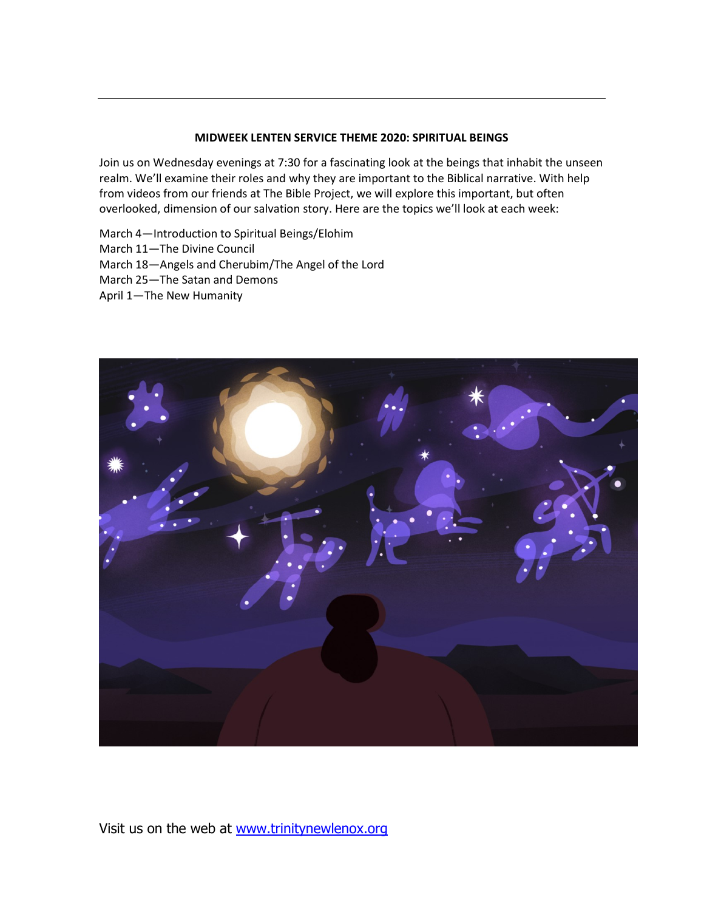**MIDWEEK LENTEN SERVICE THEME 2020: SPIRITUAL BEINGS**

Join us on Wednesday evenings at 7:30 for a fascinating look at the beings that inhabit the unseen realm. We'll examine their roles and why they are important to the Biblical narrative. With help from videos from our friends at The Bible Project, we will explore this important, but often overlooked, dimension of our salvation story. Here are the topics we'll look at each week:

March 4—Introduction to Spiritual Beings/Elohim
March 11—The Divine Council
March 18—Angels and Cherubim/The Angel of the Lord
March 25—The Satan and Demons
April 1—The New Humanity

Visit us on the web at www.trinitynewlenox.org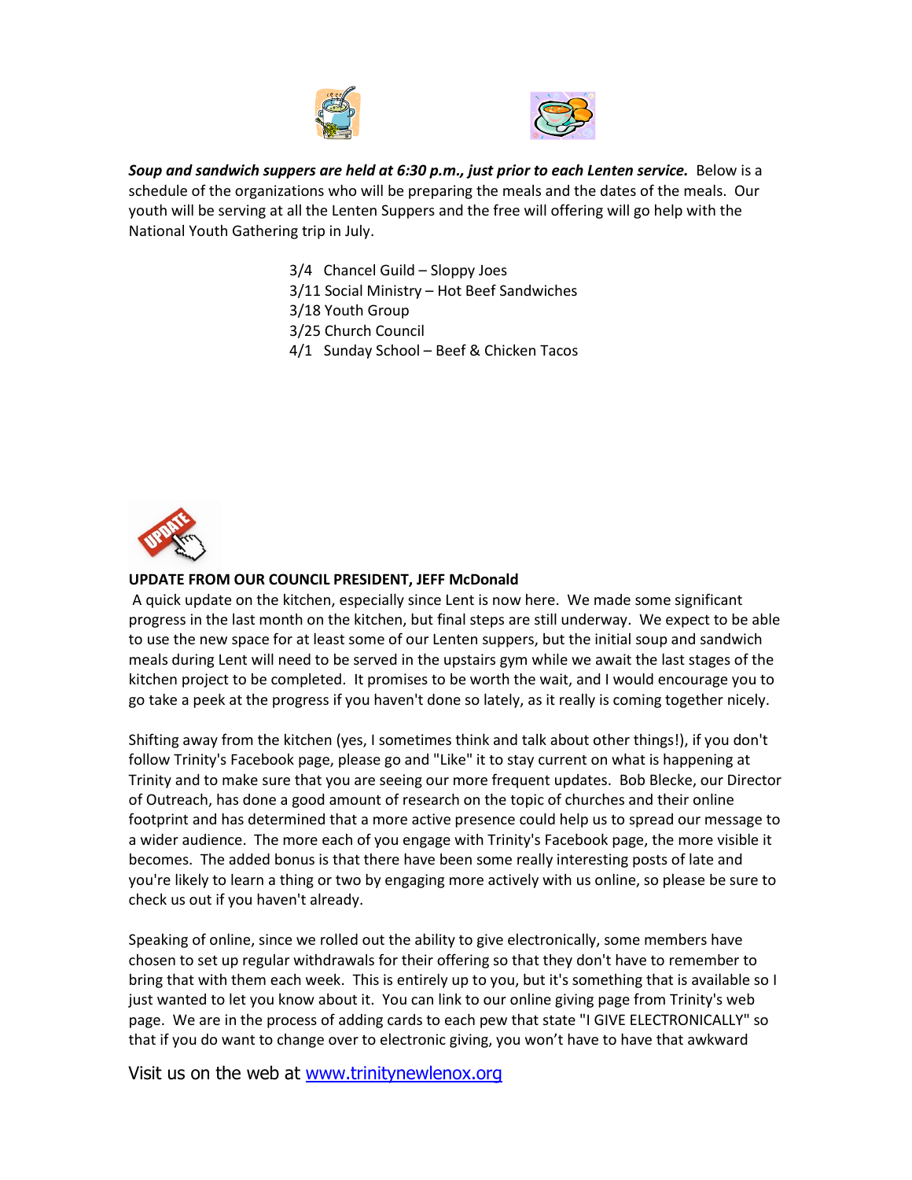***Soup and sandwich suppers are held at 6:30 p.m., just prior to each Lenten service.*** Below is a schedule of the organizations who will be preparing the meals and the dates of the meals. Our youth will be serving at all the Lenten Suppers and the free will offering will go help with the National Youth Gathering trip in July.

3/4 Chancel Guild – Sloppy Joes
3/11 Social Ministry – Hot Beef Sandwiches
3/18 Youth Group
3/25 Church Council
4/1 Sunday School – Beef & Chicken Tacos

**UPDATE FROM OUR COUNCIL PRESIDENT, JEFF McDonald**

A quick update on the kitchen, especially since Lent is now here. We made some significant progress in the last month on the kitchen, but final steps are still underway. We expect to be able to use the new space for at least some of our Lenten suppers, but the initial soup and sandwich meals during Lent will need to be served in the upstairs gym while we await the last stages of the kitchen project to be completed. It promises to be worth the wait, and I would encourage you to go take a peek at the progress if you haven't done so lately, as it really is coming together nicely.

Shifting away from the kitchen (yes, I sometimes think and talk about other things!), if you don't follow Trinity's Facebook page, please go and "Like" it to stay current on what is happening at Trinity and to make sure that you are seeing our more frequent updates. Bob Blecke, our Director of Outreach, has done a good amount of research on the topic of churches and their online footprint and has determined that a more active presence could help us to spread our message to a wider audience. The more each of you engage with Trinity's Facebook page, the more visible it becomes. The added bonus is that there have been some really interesting posts of late and you're likely to learn a thing or two by engaging more actively with us online, so please be sure to check us out if you haven't already.

Speaking of online, since we rolled out the ability to give electronically, some members have chosen to set up regular withdrawals for their offering so that they don't have to remember to bring that with them each week. This is entirely up to you, but it's something that is available so I just wanted to let you know about it. You can link to our online giving page from Trinity's web page. We are in the process of adding cards to each pew that state "I GIVE ELECTRONICALLY" so that if you do want to change over to electronic giving, you won't have to have that awkward

Visit us on the web at [www.trinitynewlenox.org](http://www.trinitynewlenox.org)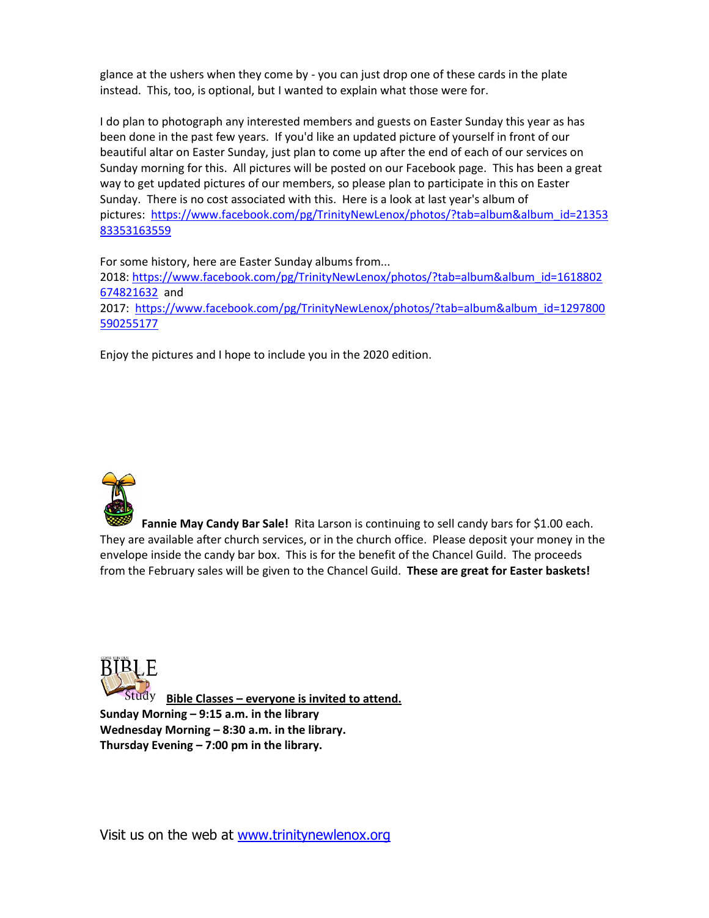glance at the ushers when they come by - you can just drop one of these cards in the plate instead. This, too, is optional, but I wanted to explain what those were for.

I do plan to photograph any interested members and guests on Easter Sunday this year as has been done in the past few years. If you'd like an updated picture of yourself in front of our beautiful altar on Easter Sunday, just plan to come up after the end of each of our services on Sunday morning for this. All pictures will be posted on our Facebook page. This has been a great way to get updated pictures of our members, so please plan to participate in this on Easter Sunday. There is no cost associated with this. Here is a look at last year's album of pictures: https://www.facebook.com/pg/TrinityNewLenox/photos/?tab=album&album_id=2135383353163559

For some history, here are Easter Sunday albums from...
2018: https://www.facebook.com/pg/TrinityNewLenox/photos/?tab=album&album_id=1618802674821632 and
2017: https://www.facebook.com/pg/TrinityNewLenox/photos/?tab=album&album_id=1297800590255177

Enjoy the pictures and I hope to include you in the 2020 edition.

**Fannie May Candy Bar Sale!** Rita Larson is continuing to sell candy bars for $1.00 each. They are available after church services, or in the church office. Please deposit your money in the envelope inside the candy bar box. This is for the benefit of the Chancel Guild. The proceeds from the February sales will be given to the Chancel Guild. **These are great for Easter baskets!**

**Bible Classes – everyone is invited to attend.**
**Sunday Morning – 9:15 a.m. in the library**
**Wednesday Morning – 8:30 a.m. in the library.**
**Thursday Evening – 7:00 pm in the library.**

Visit us on the web at www.trinitynewlenox.org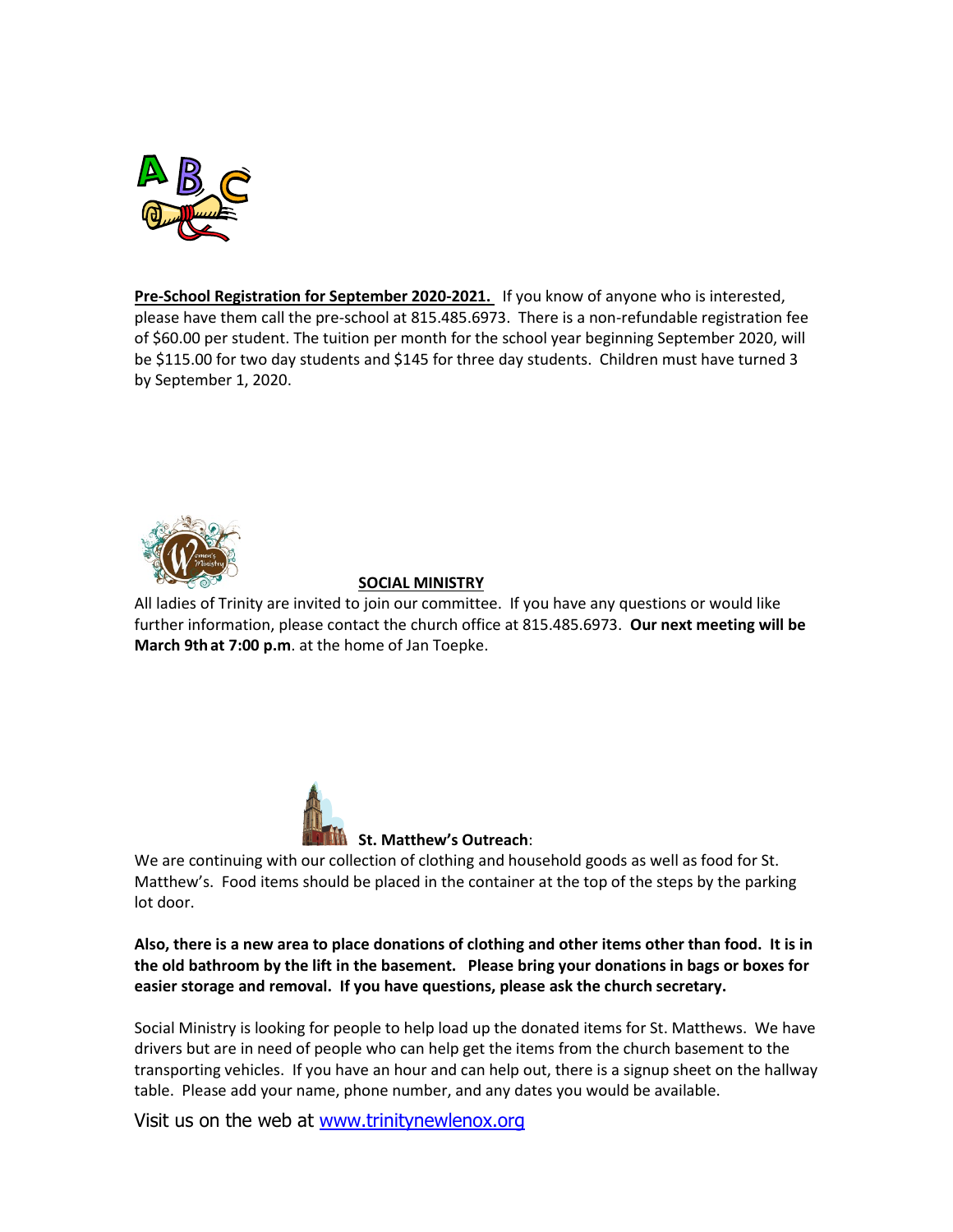**Pre-School Registration for September 2020-2021.** If you know of anyone who is interested, please have them call the pre-school at 815.485.6973. There is a non-refundable registration fee of $60.00 per student. The tuition per month for the school year beginning September 2020, will be $115.00 for two day students and $145 for three day students. Children must have turned 3 by September 1, 2020.

**SOCIAL MINISTRY**

All ladies of Trinity are invited to join our committee. If you have any questions or would like further information, please contact the church office at 815.485.6973. **Our next meeting will be March 9th at 7:00 p.m**. at the home of Jan Toepke.

**St. Matthew's Outreach**:

We are continuing with our collection of clothing and household goods as well as food for St. Matthew's. Food items should be placed in the container at the top of the steps by the parking lot door.

**Also, there is a new area to place donations of clothing and other items other than food. It is in the old bathroom by the lift in the basement. Please bring your donations in bags or boxes for easier storage and removal. If you have questions, please ask the church secretary.**

Social Ministry is looking for people to help load up the donated items for St. Matthews. We have drivers but are in need of people who can help get the items from the church basement to the transporting vehicles. If you have an hour and can help out, there is a signup sheet on the hallway table. Please add your name, phone number, and any dates you would be available.

Visit us on the web at www.trinitynewlenox.org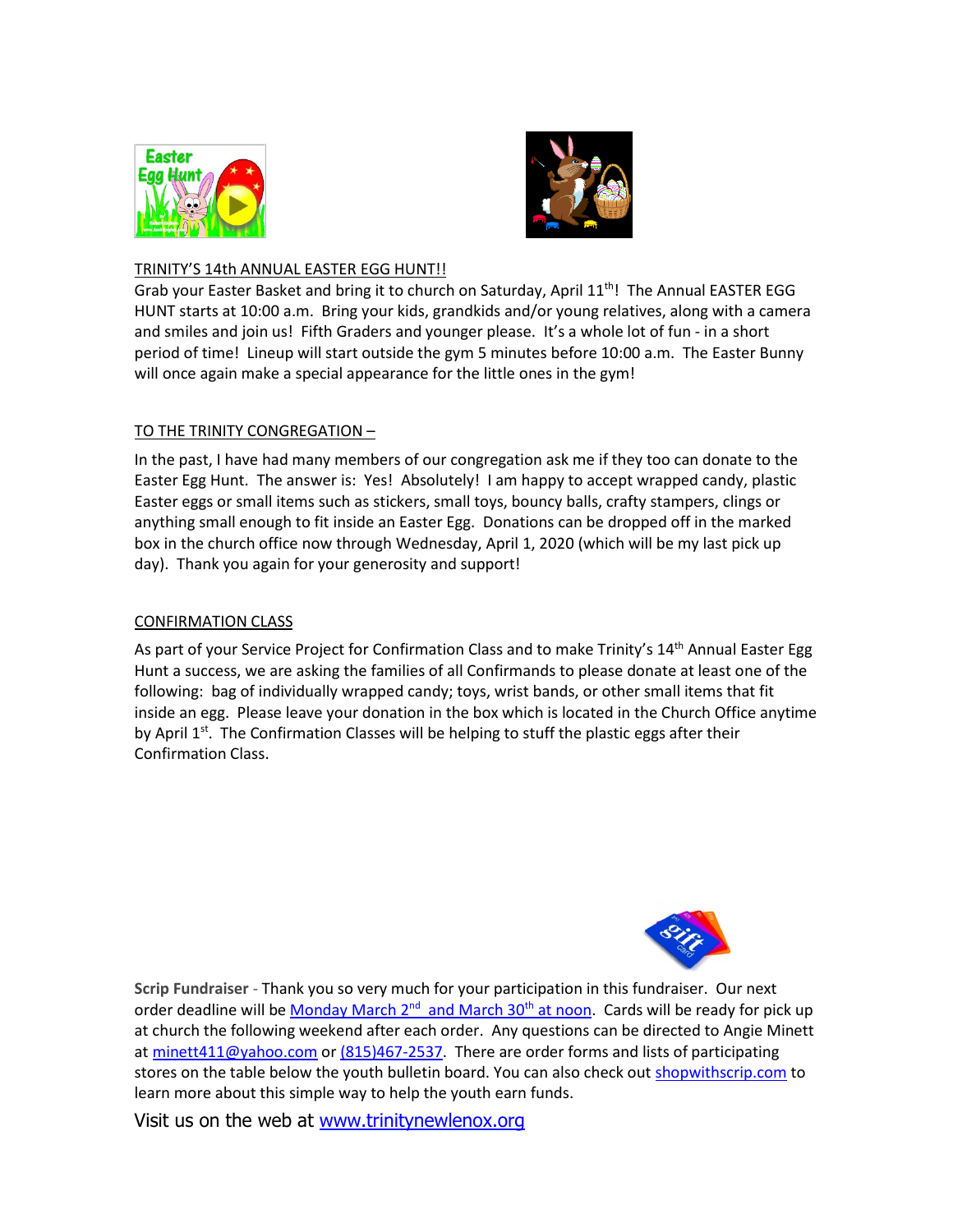TRINITY'S 14th ANNUAL EASTER EGG HUNT!!

Grab your Easter Basket and bring it to church on Saturday, April 11th! The Annual EASTER EGG HUNT starts at 10:00 a.m. Bring your kids, grandkids and/or young relatives, along with a camera and smiles and join us! Fifth Graders and younger please. It's a whole lot of fun - in a short period of time! Lineup will start outside the gym 5 minutes before 10:00 a.m. The Easter Bunny will once again make a special appearance for the little ones in the gym!

TO THE TRINITY CONGREGATION –

In the past, I have had many members of our congregation ask me if they too can donate to the Easter Egg Hunt. The answer is: Yes! Absolutely! I am happy to accept wrapped candy, plastic Easter eggs or small items such as stickers, small toys, bouncy balls, crafty stampers, clings or anything small enough to fit inside an Easter Egg. Donations can be dropped off in the marked box in the church office now through Wednesday, April 1, 2020 (which will be my last pick up day). Thank you again for your generosity and support!

CONFIRMATION CLASS

As part of your Service Project for Confirmation Class and to make Trinity's 14th Annual Easter Egg Hunt a success, we are asking the families of all Confirmands to please donate at least one of the following: bag of individually wrapped candy; toys, wrist bands, or other small items that fit inside an egg. Please leave your donation in the box which is located in the Church Office anytime by April 1st. The Confirmation Classes will be helping to stuff the plastic eggs after their Confirmation Class.

**Scrip Fundraiser** - Thank you so very much for your participation in this fundraiser. Our next order deadline will be Monday March 2nd and March 30th at noon. Cards will be ready for pick up at church the following weekend after each order. Any questions can be directed to Angie Minett at minett411@yahoo.com or (815)467-2537. There are order forms and lists of participating stores on the table below the youth bulletin board. You can also check out shopwithscrip.com to learn more about this simple way to help the youth earn funds.

Visit us on the web at www.trinitynewlenox.org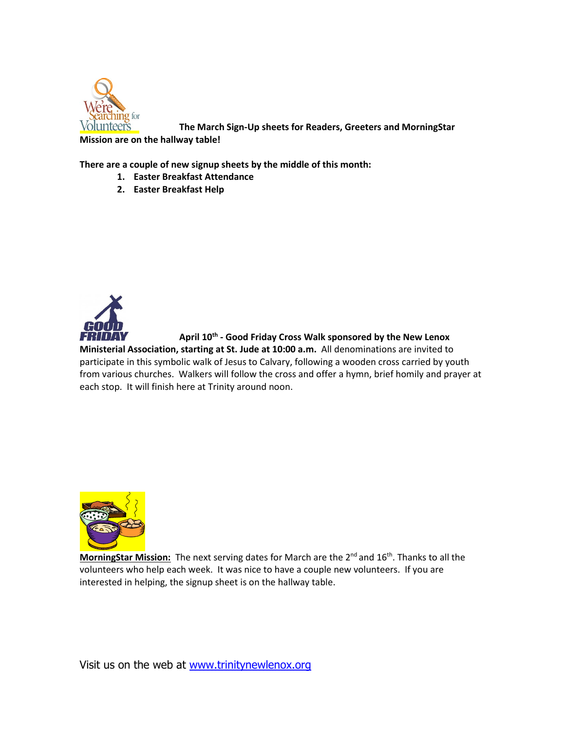**The March Sign-Up sheets for Readers, Greeters and MorningStar Mission are on the hallway table!**

**There are a couple of new signup sheets by the middle of this month:**

1. **Easter Breakfast Attendance**
2. **Easter Breakfast Help**

**April 10th - Good Friday Cross Walk sponsored by the New Lenox Ministerial Association, starting at St. Jude at 10:00 a.m.** All denominations are invited to participate in this symbolic walk of Jesus to Calvary, following a wooden cross carried by youth from various churches. Walkers will follow the cross and offer a hymn, brief homily and prayer at each stop. It will finish here at Trinity around noon.

**MorningStar Mission:** The next serving dates for March are the 2nd and 16th. Thanks to all the volunteers who help each week. It was nice to have a couple new volunteers. If you are interested in helping, the signup sheet is on the hallway table.

Visit us on the web at www.trinitynewlenox.org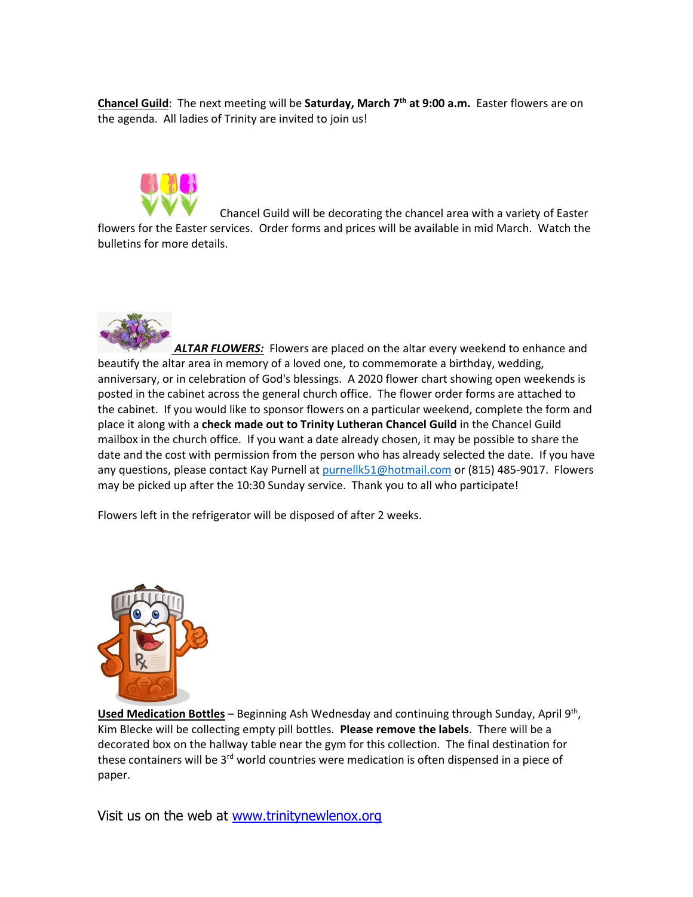**Chancel Guild**: The next meeting will be **Saturday, March 7th at 9:00 a.m.** Easter flowers are on the agenda. All ladies of Trinity are invited to join us!

Chancel Guild will be decorating the chancel area with a variety of Easter flowers for the Easter services. Order forms and prices will be available in mid March. Watch the bulletins for more details.

***ALTAR FLOWERS:*** Flowers are placed on the altar every weekend to enhance and beautify the altar area in memory of a loved one, to commemorate a birthday, wedding, anniversary, or in celebration of God's blessings. A 2020 flower chart showing open weekends is posted in the cabinet across the general church office. The flower order forms are attached to the cabinet. If you would like to sponsor flowers on a particular weekend, complete the form and place it along with a **check made out to Trinity Lutheran Chancel Guild** in the Chancel Guild mailbox in the church office. If you want a date already chosen, it may be possible to share the date and the cost with permission from the person who has already selected the date. If you have any questions, please contact Kay Purnell at purnellk51@hotmail.com or (815) 485-9017. Flowers may be picked up after the 10:30 Sunday service. Thank you to all who participate!

Flowers left in the refrigerator will be disposed of after 2 weeks.

**Used Medication Bottles** – Beginning Ash Wednesday and continuing through Sunday, April 9th, Kim Blecke will be collecting empty pill bottles. **Please remove the labels**. There will be a decorated box on the hallway table near the gym for this collection. The final destination for these containers will be 3rd world countries were medication is often dispensed in a piece of paper.

Visit us on the web at www.trinitynewlenox.org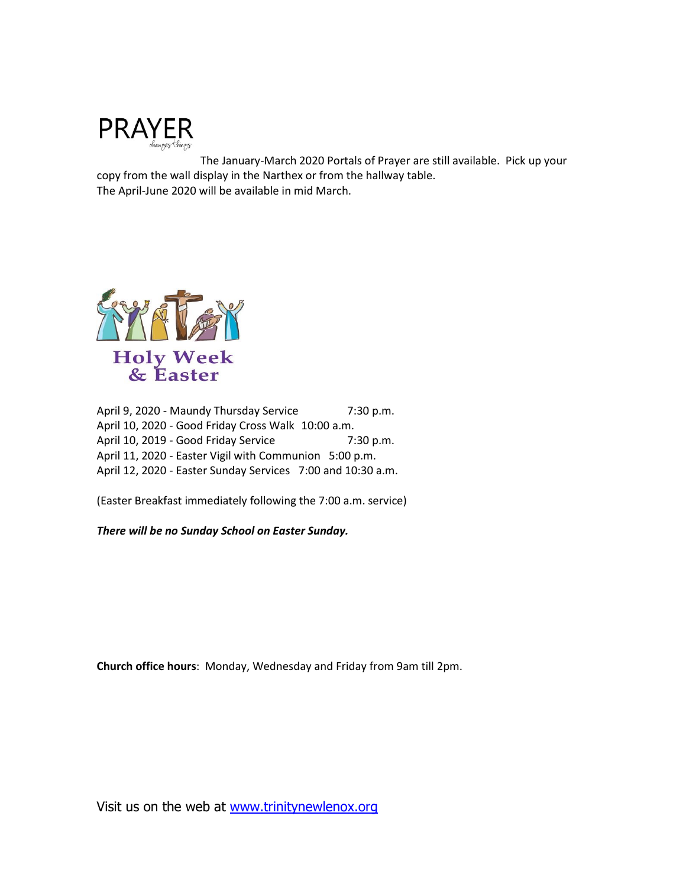# PRAYER

changes things

The January-March 2020 Portals of Prayer are still available. Pick up your copy from the wall display in the Narthex or from the hallway table.
The April-June 2020 will be available in mid March.

## Holy Week & Easter

April 9, 2020 - Maundy Thursday Service 7:30 p.m.
April 10, 2020 - Good Friday Cross Walk 10:00 a.m.
April 10, 2019 - Good Friday Service 7:30 p.m.
April 11, 2020 - Easter Vigil with Communion 5:00 p.m.
April 12, 2020 - Easter Sunday Services 7:00 and 10:30 a.m.

(Easter Breakfast immediately following the 7:00 a.m. service)

***There will be no Sunday School on Easter Sunday.***

**Church office hours**: Monday, Wednesday and Friday from 9am till 2pm.

Visit us on the web at [www.trinitynewlenox.org](http://www.trinitynewlenox.org)